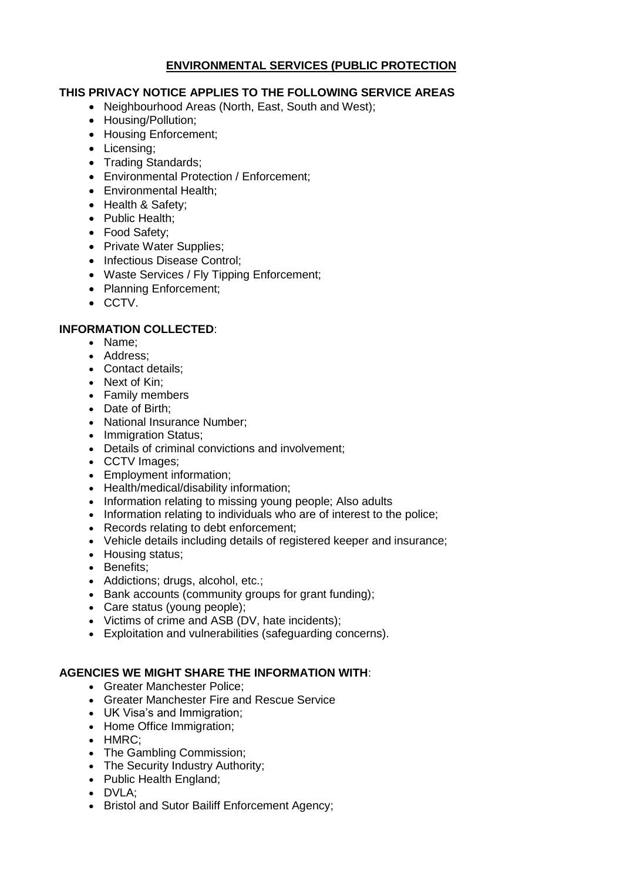## ENVIRONMENTAL SERVICES (PUBLIC PROTECTION

### THIS PRIVACY NOTICE APPLIES TO THE FOLLOWING SERVICE AREAS

- Neighbourhood Areas (North, East, South and West);
- Housing/Pollution;
- Housing Enforcement;
- Licensing;
- Trading Standards;
- Environmental Protection / Enforcement;
- Environmental Health;
- Health & Safety;
- Public Health;
- Food Safety;
- Private Water Supplies;
- Infectious Disease Control;
- Waste Services / Fly Tipping Enforcement;
- Planning Enforcement;
- CCTV.

### INFORMATION COLLECTED:

- Name;
- Address;
- Contact details;
- Next of Kin;
- Family members
- Date of Birth;
- National Insurance Number;
- Immigration Status;
- Details of criminal convictions and involvement;
- CCTV Images;
- Employment information;
- Health/medical/disability information;
- Information relating to missing young people; Also adults
- Information relating to individuals who are of interest to the police;
- Records relating to debt enforcement;
- Vehicle details including details of registered keeper and insurance;
- Housing status;
- Benefits;
- Addictions; drugs, alcohol, etc.;
- Bank accounts (community groups for grant funding);
- Care status (young people);
- Victims of crime and ASB (DV, hate incidents);
- Exploitation and vulnerabilities (safeguarding concerns).

### AGENCIES WE MIGHT SHARE THE INFORMATION WITH:

- Greater Manchester Police;
- Greater Manchester Fire and Rescue Service
- UK Visa's and Immigration;
- Home Office Immigration;
- HMRC;
- The Gambling Commission;
- The Security Industry Authority;
- Public Health England;
- DVLA;
- Bristol and Sutor Bailiff Enforcement Agency;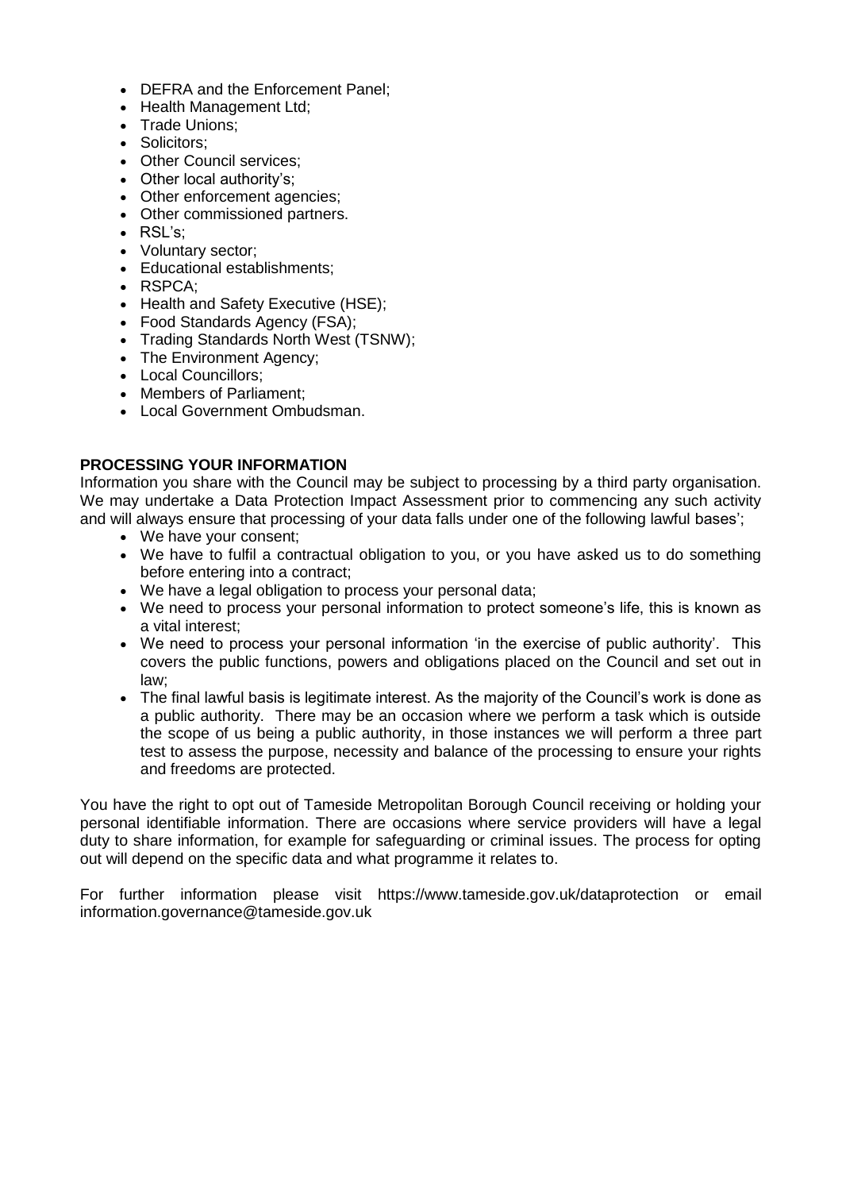- DEFRA and the Enforcement Panel;
- Health Management Ltd;
- Trade Unions;
- Solicitors;
- Other Council services;
- Other local authority's;
- Other enforcement agencies;
- Other commissioned partners.
- RSL's;
- Voluntary sector;
- Educational establishments;
- RSPCA;
- Health and Safety Executive (HSE);
- Food Standards Agency (FSA);
- Trading Standards North West (TSNW);
- The Environment Agency;
- Local Councillors;
- Members of Parliament;
- Local Government Ombudsman.

**PROCESSING YOUR INFORMATION**

Information you share with the Council may be subject to processing by a third party organisation. We may undertake a Data Protection Impact Assessment prior to commencing any such activity and will always ensure that processing of your data falls under one of the following lawful bases';

- We have your consent;
- We have to fulfil a contractual obligation to you, or you have asked us to do something before entering into a contract;
- We have a legal obligation to process your personal data;
- We need to process your personal information to protect someone's life, this is known as a vital interest;
- We need to process your personal information 'in the exercise of public authority'. This covers the public functions, powers and obligations placed on the Council and set out in law;
- The final lawful basis is legitimate interest. As the majority of the Council's work is done as a public authority. There may be an occasion where we perform a task which is outside the scope of us being a public authority, in those instances we will perform a three part test to assess the purpose, necessity and balance of the processing to ensure your rights and freedoms are protected.

You have the right to opt out of Tameside Metropolitan Borough Council receiving or holding your personal identifiable information. There are occasions where service providers will have a legal duty to share information, for example for safeguarding or criminal issues. The process for opting out will depend on the specific data and what programme it relates to.

For further information please visit https://www.tameside.gov.uk/dataprotection or email information.governance@tameside.gov.uk